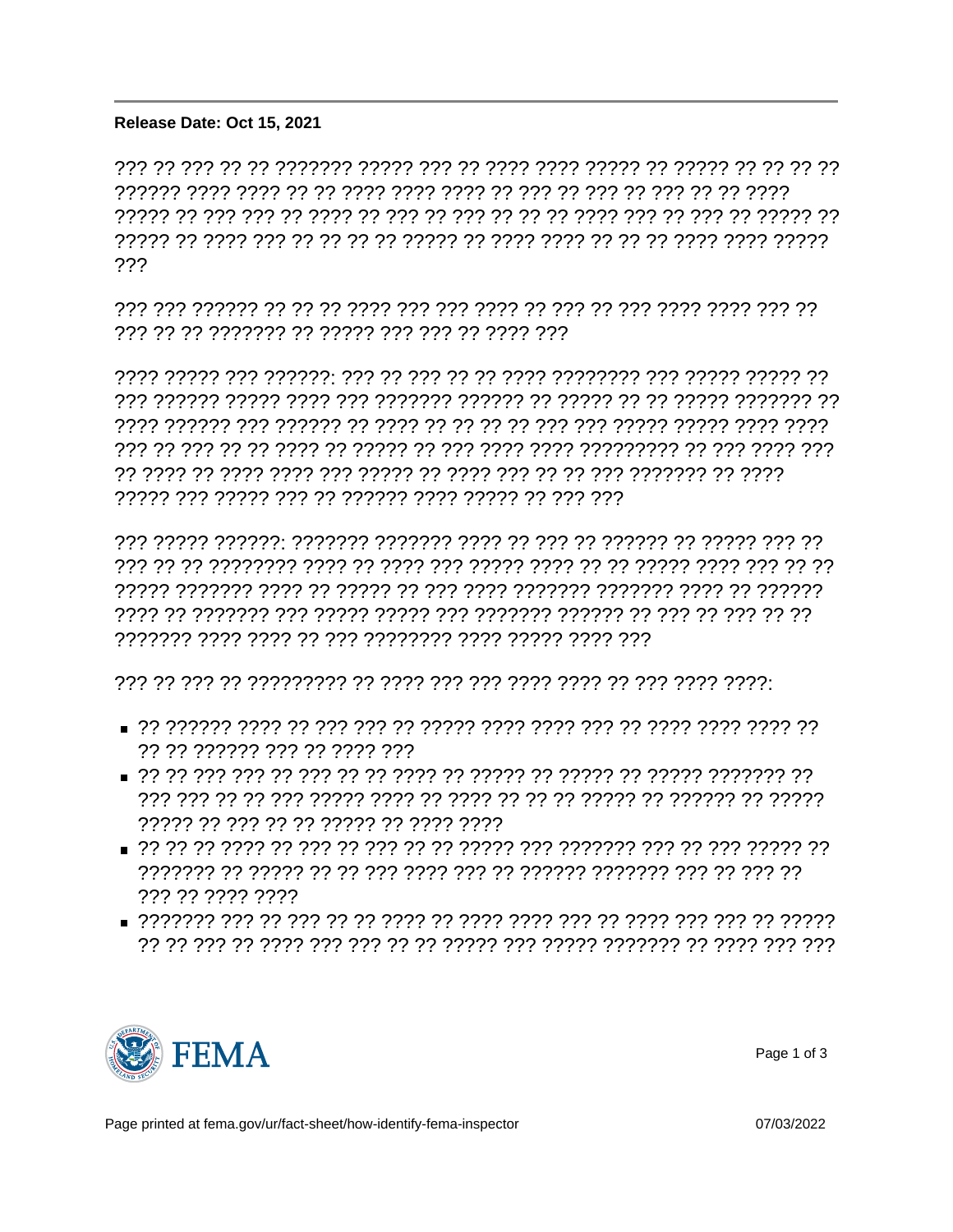**Release Date: Oct 15, 2021**

??? ?? ??? ?? ?? ??????? ????? ??? ?? ???? ???? ????? ?? ????? ?? ?? ?? ?? ?????? ???? ???? ?? ?? ???? ???? ???? ?? ??? ?? ??? ?? ??? ?? ?? ???? ????? ?? ??? ??? ?? ???? ?? ??? ?? ??? ?? ?? ?? ???? ??? ?? ??? ?? ????? ?? ????? ?? ???? ??? ?? ?? ?? ?? ????? ?? ???? ???? ?? ?? ?? ???? ???? ????? ???

??? ??? ?????? ?? ?? ?? ???? ??? ??? ???? ?? ??? ?? ??? ???? ???? ??? ?? ??? ?? ?? ??????? ?? ????? ??? ??? ?? ???? ???

???? ????? ??? ??????: ??? ?? ??? ?? ?? ???? ???????? ??? ????? ????? ?? ??? ?????? ????? ???? ??? ??????? ?????? ?? ????? ?? ?? ????? ??????? ?? ???? ?????? ??? ?????? ?? ???? ?? ?? ?? ?? ??? ??? ????? ????? ???? ???? ??? ?? ??? ?? ?? ???? ?? ????? ?? ??? ???? ???? ????????? ?? ??? ???? ??? ?? ???? ?? ???? ???? ??? ????? ?? ???? ??? ?? ?? ??? ??????? ?? ???? ????? ??? ????? ??? ?? ?????? ???? ????? ?? ??? ???

??? ????? ??????: ??????? ??????? ???? ?? ??? ?? ?????? ?? ????? ??? ?? ??? ?? ?? ???????? ???? ?? ???? ??? ????? ???? ?? ?? ????? ???? ??? ?? ?? ????? ??????? ???? ?? ????? ?? ??? ???? ??????? ??????? ???? ?? ?????? ???? ?? ??????? ??? ????? ????? ??? ??????? ?????? ?? ??? ?? ??? ?? ?? ??????? ???? ???? ?? ??? ???????? ???? ????? ???? ???

??? ?? ??? ?? ????????? ?? ???? ??? ??? ???? ???? ?? ??? ???? ????:

- ?? ?????? ???? ?? ??? ??? ?? ????? ???? ???? ??? ?? ???? ???? ???? ?? ?? ?? ?????? ??? ?? ???? ???
- ?? ?? ??? ??? ?? ??? ?? ?? ???? ?? ????? ?? ????? ?? ????? ??????? ?? ??? ??? ?? ?? ??? ????? ???? ?? ???? ?? ?? ?? ????? ?? ?????? ?? ????? ????? ?? ??? ?? ?? ????? ?? ???? ????
- ?? ?? ?? ???? ?? ??? ?? ??? ?? ?? ????? ??? ??????? ??? ?? ??? ????? ?? ??????? ?? ????? ?? ?? ??? ???? ??? ?? ?????? ??????? ??? ?? ??? ?? ??? ?? ???? ????
- ??????? ??? ?? ??? ?? ?? ???? ?? ???? ???? ??? ?? ???? ??? ??? ?? ????? ?? ?? ??? ?? ???? ??? ??? ?? ?? ????? ??? ????? ??????? ?? ???? ??? ???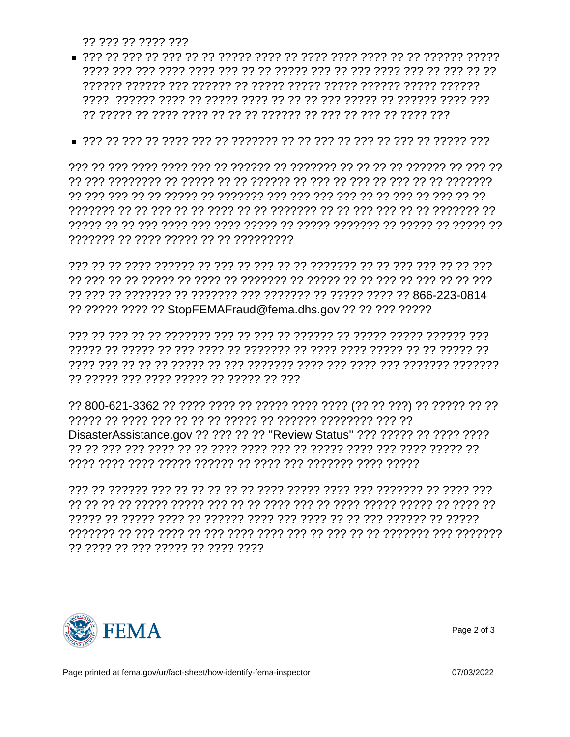?? ??? ?? ???? ???

- ??? ?? ??? ?? ??? ?? ?? ????? ???? ?? ???? ???? ???? ?? ?? ?????? ????? ???? ??? ??? ???? ???? ??? ?? ?? ????? ??? ?? ??? ???? ??? ?? ??? ?? ?? ?????? ?????? ??? ?????? ?? ????? ????? ????? ?????? ????? ?????? ???? ?????? ???? ?? ????? ???? ?? ?? ?? ??? ????? ?? ?????? ???? ??? ?? ????? ?? ???? ???? ?? ?? ?? ?????? ?? ??? ?? ??? ?? ???? ???
- ??? ?? ??? ?? ???? ??? ?? ??????? ?? ?? ??? ?? ??? ?? ??? ?? ????? ???

??? ?? ??? ???? ???? ??? ?? ?????? ?? ??????? ?? ?? ?? ?? ?????? ?? ??? ?? ?? ??? ???????? ?? ????? ?? ?? ?????? ?? ??? ?? ??? ?? ??? ?? ?? ??????? ?? ??? ??? ?? ?? ????? ?? ??????? ??? ??? ??? ??? ?? ?? ??? ?? ??? ?? ?? ??????? ?? ?? ??? ?? ?? ???? ?? ?? ??????? ?? ?? ??? ??? ?? ?? ??????? ?? ????? ?? ?? ??? ???? ??? ???? ????? ?? ????? ??????? ?? ????? ?? ????? ?? ??????? ?? ???? ????? ?? ?? ?????????

??? ?? ?? ???? ?????? ?? ??? ?? ??? ?? ?? ??????? ?? ?? ??? ??? ?? ?? ??? ?? ??? ?? ?? ????? ?? ???? ?? ??????? ?? ????? ?? ?? ??? ?? ??? ?? ?? ??? ?? ??? ?? ??????? ?? ??????? ??? ??????? ?? ????? ???? ?? 866-223-0814 ?? ????? ???? ?? StopFEMAFraud@fema.dhs.gov ?? ?? ??? ?????

??? ?? ??? ?? ?? ??????? ??? ?? ??? ?? ?????? ?? ????? ????? ?????? ??? ????? ?? ????? ?? ??? ???? ?? ??????? ?? ???? ???? ????? ?? ?? ????? ?? ???? ??? ?? ?? ?? ????? ?? ??? ??????? ???? ??? ???? ??? ??????? ??????? ?? ????? ??? ???? ????? ?? ????? ?? ???

?? 800-621-3362 ?? ???? ???? ?? ????? ???? ???? (?? ?? ???) ?? ????? ?? ?? ????? ?? ???? ??? ?? ?? ?? ????? ?? ?????? ???????? ??? ?? DisasterAssistance.gov ?? ??? ?? ?? "Review Status" ??? ????? ?? ???? ???? ?? ?? ??? ??? ???? ?? ?? ???? ???? ??? ?? ????? ???? ??? ???? ????? ?? ???? ???? ???? ????? ?????? ?? ???? ??? ??????? ???? ?????

??? ?? ?????? ??? ?? ?? ?? ?? ?? ???? ????? ???? ??? ??????? ?? ???? ??? ?? ?? ?? ?? ????? ????? ??? ?? ?? ???? ??? ?? ???? ????? ????? ?? ???? ?? ????? ?? ????? ???? ?? ?????? ???? ??? ???? ?? ?? ??? ?????? ?? ????? ??????? ?? ??? ???? ?? ??? ???? ???? ??? ?? ??? ?? ?? ??????? ??? ??????? ?? ???? ?? ??? ????? ?? ???? ????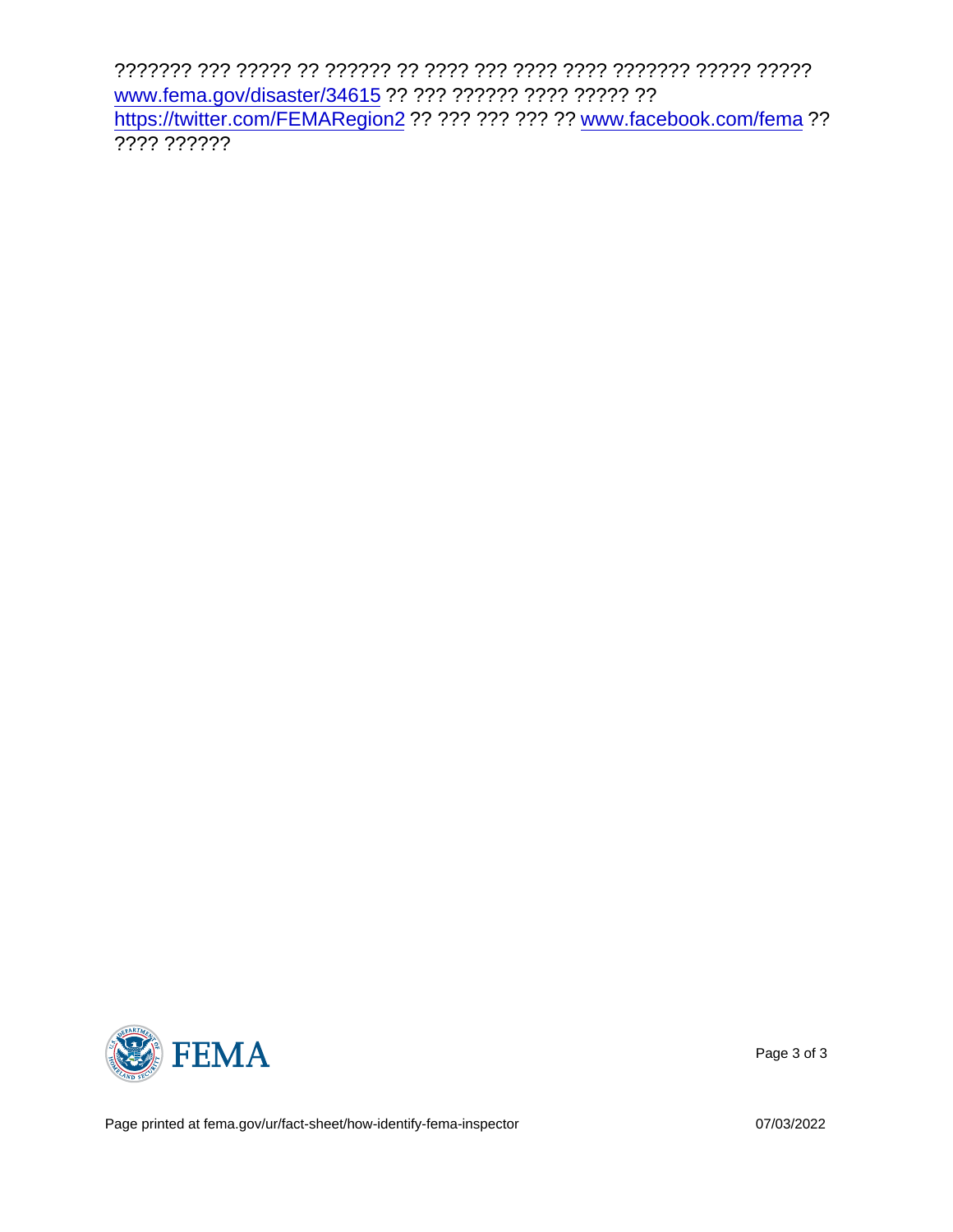??????? ??? ????? ?? ?????? ?? ???? ??? ???? ???? ??????? ????? ????? www.fema.gov/disaster/34615 ?? ??? ?????? ???? ????? ?? https://twitter.com/FEMARegion2 ?? ??? ??? ??? ?? www.facebook.com/fema ?? ???? ??????

Page printed at fema.gov/ur/fact-sheet/how-identify-fema-inspector

07/03/2022